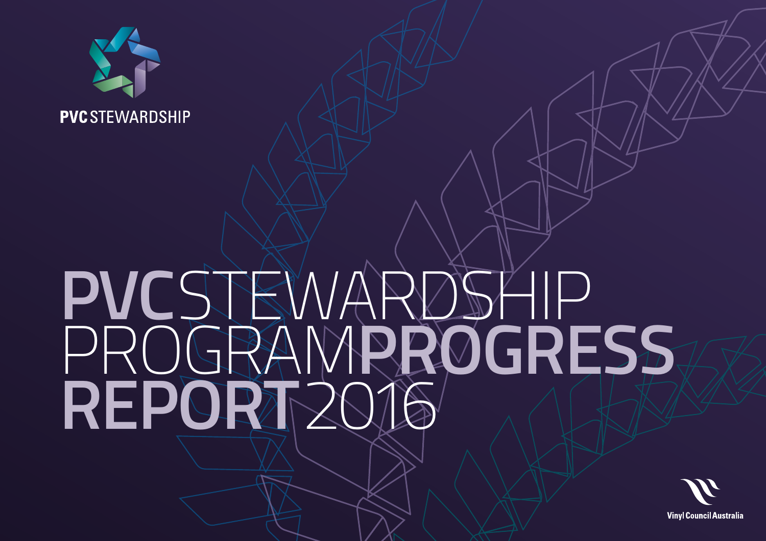PVC STEWARDSHIP

# PVC STEWARDSHIP PROGRAM PROGRESS REPORT 2016

Vinyl Council Australia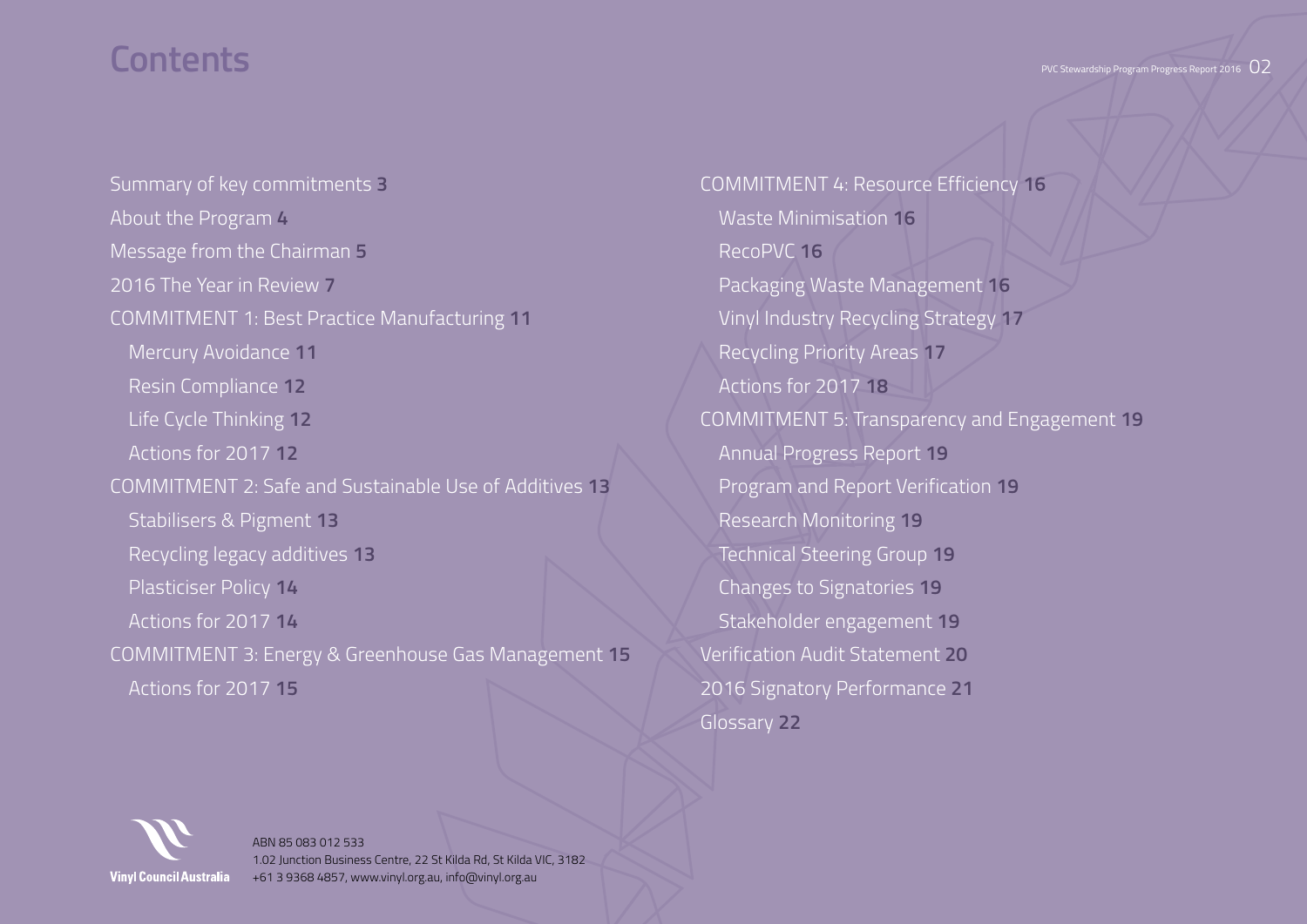# Contents

Summary of key commitments **3**

About the Program **4**

Message from the Chairman **5**

2016 The Year in Review **7**

COMMITMENT 1: Best Practice Manufacturing **11**

- Mercury Avoidance **11**
- Resin Compliance **12**
- Life Cycle Thinking **12**
- Actions for 2017 **12**

COMMITMENT 2: Safe and Sustainable Use of Additives **13**

- Stabilisers & Pigment **13**
- Recycling legacy additives **13**
- Plasticiser Policy **14**
- Actions for 2017 **14**

COMMITMENT 3: Energy & Greenhouse Gas Management **15**

- Actions for 2017 **15**

COMMITMENT 4: Resource Efficiency **16**

- Waste Minimisation **16**
- RecoPVC **16**
- Packaging Waste Management **16**
- Vinyl Industry Recycling Strategy **17**
- Recycling Priority Areas **17**
- Actions for 2017 **18**

COMMITMENT 5: Transparency and Engagement **19**

- Annual Progress Report **19**
- Program and Report Verification **19**
- Research Monitoring **19**
- Technical Steering Group **19**
- Changes to Signatories **19**
- Stakeholder engagement **19**

Verification Audit Statement **20**

2016 Signatory Performance **21**

Glossary **22**

**Vinyl Council Australia**

ABN 85 083 012 533
1.02 Junction Business Centre, 22 St Kilda Rd, St Kilda VIC, 3182
+61 3 9368 4857, www.vinyl.org.au, info@vinyl.org.au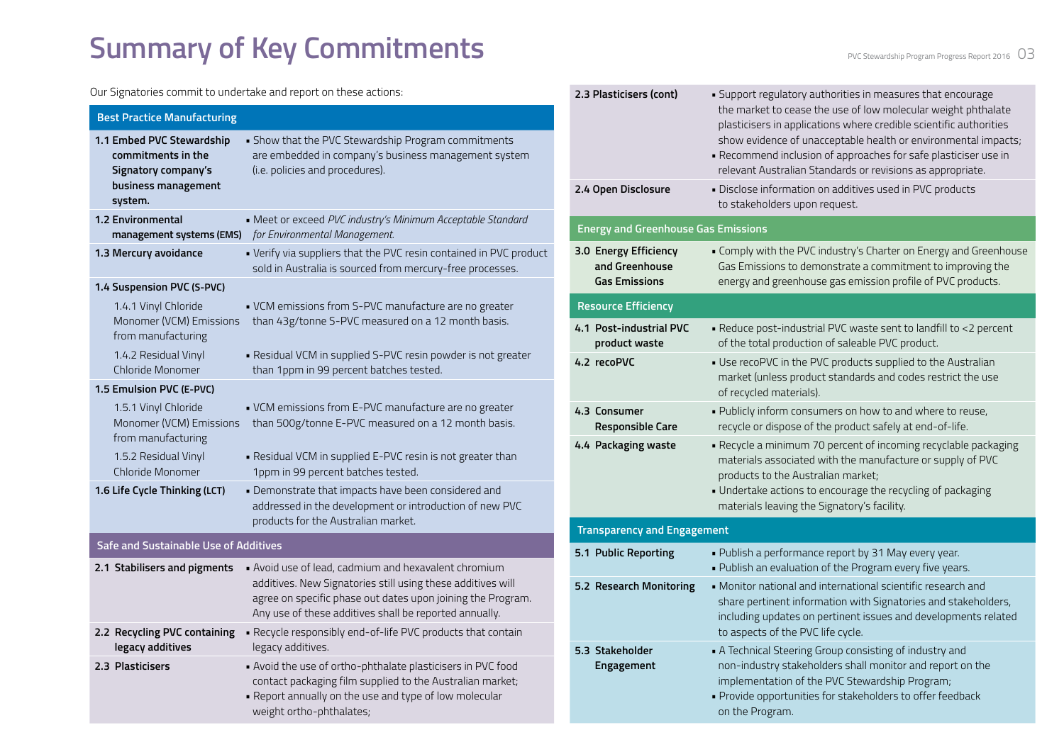# Summary of Key Commitments

Our Signatories commit to undertake and report on these actions:

| Best Practice Manufacturing | |
|---|---|
| **1.1 Embed PVC Stewardship commitments in the Signatory company's business management system.** | ▪ Show that the PVC Stewardship Program commitments are embedded in company's business management system (i.e. policies and procedures). |
| **1.2 Environmental management systems (EMS)** | ▪ Meet or exceed *PVC industry's Minimum Acceptable Standard for Environmental Management.* |
| **1.3 Mercury avoidance** | ▪ Verify via suppliers that the PVC resin contained in PVC product sold in Australia is sourced from mercury-free processes. |
| **1.4 Suspension PVC (S-PVC)** | |
| 1.4.1 Vinyl Chloride Monomer (VCM) Emissions from manufacturing | ▪ VCM emissions from S-PVC manufacture are no greater than 43g/tonne S-PVC measured on a 12 month basis. |
| 1.4.2 Residual Vinyl Chloride Monomer | ▪ Residual VCM in supplied S-PVC resin powder is not greater than 1ppm in 99 percent batches tested. |
| **1.5 Emulsion PVC (E-PVC)** | |
| 1.5.1 Vinyl Chloride Monomer (VCM) Emissions from manufacturing | ▪ VCM emissions from E-PVC manufacture are no greater than 500g/tonne E-PVC measured on a 12 month basis. |
| 1.5.2 Residual Vinyl Chloride Monomer | ▪ Residual VCM in supplied E-PVC resin is not greater than 1ppm in 99 percent batches tested. |
| **1.6 Life Cycle Thinking (LCT)** | ▪ Demonstrate that impacts have been considered and addressed in the development or introduction of new PVC products for the Australian market. |

| Safe and Sustainable Use of Additives | |
|---|---|
| **2.1 Stabilisers and pigments** | ▪ Avoid use of lead, cadmium and hexavalent chromium additives. New Signatories still using these additives will agree on specific phase out dates upon joining the Program. Any use of these additives shall be reported annually. |
| **2.2 Recycling PVC containing legacy additives** | ▪ Recycle responsibly end-of-life PVC products that contain legacy additives. |
| **2.3 Plasticisers** | ▪ Avoid the use of ortho-phthalate plasticisers in PVC food contact packaging film supplied to the Australian market;<br>▪ Report annually on the use and type of low molecular weight ortho-phthalates; |
| **2.3 Plasticisers (cont)** | ▪ Support regulatory authorities in measures that encourage the market to cease the use of low molecular weight phthalate plasticisers in applications where credible scientific authorities show evidence of unacceptable health or environmental impacts;<br>▪ Recommend inclusion of approaches for safe plasticiser use in relevant Australian Standards or revisions as appropriate. |
| **2.4 Open Disclosure** | ▪ Disclose information on additives used in PVC products to stakeholders upon request. |

| Energy and Greenhouse Gas Emissions | |
|---|---|
| **3.0 Energy Efficiency and Greenhouse Gas Emissions** | ▪ Comply with the PVC industry's Charter on Energy and Greenhouse Gas Emissions to demonstrate a commitment to improving the energy and greenhouse gas emission profile of PVC products. |

| Resource Efficiency | |
|---|---|
| **4.1 Post-industrial PVC product waste** | ▪ Reduce post-industrial PVC waste sent to landfill to <2 percent of the total production of saleable PVC product. |
| **4.2 recoPVC** | ▪ Use recoPVC in the PVC products supplied to the Australian market (unless product standards and codes restrict the use of recycled materials). |
| **4.3 Consumer Responsible Care** | ▪ Publicly inform consumers on how to and where to reuse, recycle or dispose of the product safely at end-of-life. |
| **4.4 Packaging waste** | ▪ Recycle a minimum 70 percent of incoming recyclable packaging materials associated with the manufacture or supply of PVC products to the Australian market;<br>▪ Undertake actions to encourage the recycling of packaging materials leaving the Signatory's facility. |

| Transparency and Engagement | |
|---|---|
| **5.1 Public Reporting** | ▪ Publish a performance report by 31 May every year.<br>▪ Publish an evaluation of the Program every five years. |
| **5.2 Research Monitoring** | ▪ Monitor national and international scientific research and share pertinent information with Signatories and stakeholders, including updates on pertinent issues and developments related to aspects of the PVC life cycle. |
| **5.3 Stakeholder Engagement** | ▪ A Technical Steering Group consisting of industry and non-industry stakeholders shall monitor and report on the implementation of the PVC Stewardship Program;<br>▪ Provide opportunities for stakeholders to offer feedback on the Program. |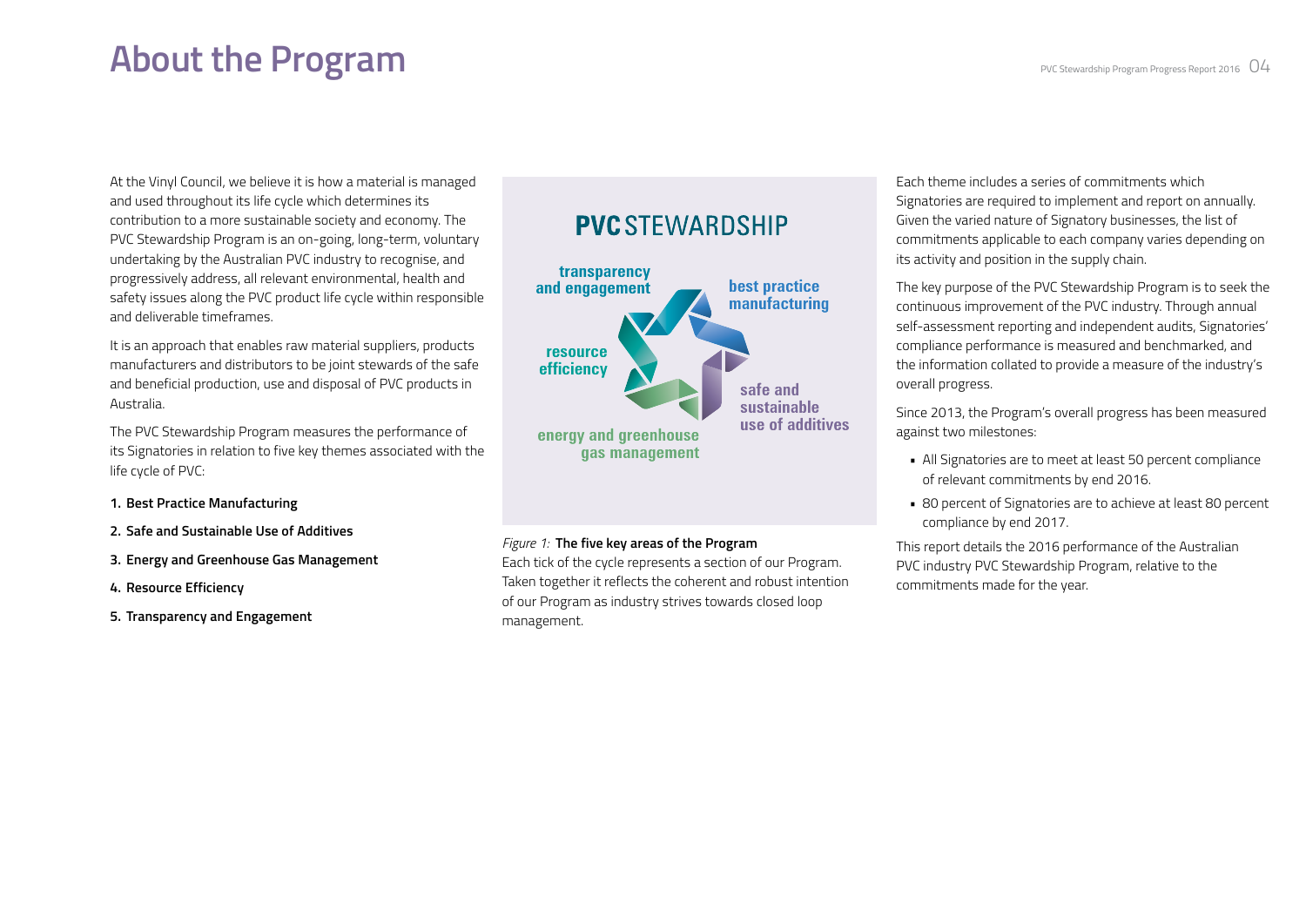# About the Program

At the Vinyl Council, we believe it is how a material is managed and used throughout its life cycle which determines its contribution to a more sustainable society and economy. The PVC Stewardship Program is an on-going, long-term, voluntary undertaking by the Australian PVC industry to recognise, and progressively address, all relevant environmental, health and safety issues along the PVC product life cycle within responsible and deliverable timeframes.

It is an approach that enables raw material suppliers, products manufacturers and distributors to be joint stewards of the safe and beneficial production, use and disposal of PVC products in Australia.

The PVC Stewardship Program measures the performance of its Signatories in relation to five key themes associated with the life cycle of PVC:

1. **Best Practice Manufacturing**
2. **Safe and Sustainable Use of Additives**
3. **Energy and Greenhouse Gas Management**
4. **Resource Efficiency**
5. **Transparency and Engagement**

**PVC STEWARDSHIP**

transparency and engagement · best practice manufacturing · safe and sustainable use of additives · energy and greenhouse gas management · resource efficiency

*Figure 1:* **The five key areas of the Program**
Each tick of the cycle represents a section of our Program. Taken together it reflects the coherent and robust intention of our Program as industry strives towards closed loop management.

Each theme includes a series of commitments which Signatories are required to implement and report on annually. Given the varied nature of Signatory businesses, the list of commitments applicable to each company varies depending on its activity and position in the supply chain.

The key purpose of the PVC Stewardship Program is to seek the continuous improvement of the PVC industry. Through annual self-assessment reporting and independent audits, Signatories' compliance performance is measured and benchmarked, and the information collated to provide a measure of the industry's overall progress.

Since 2013, the Program's overall progress has been measured against two milestones:

- All Signatories are to meet at least 50 percent compliance of relevant commitments by end 2016.
- 80 percent of Signatories are to achieve at least 80 percent compliance by end 2017.

This report details the 2016 performance of the Australian PVC industry PVC Stewardship Program, relative to the commitments made for the year.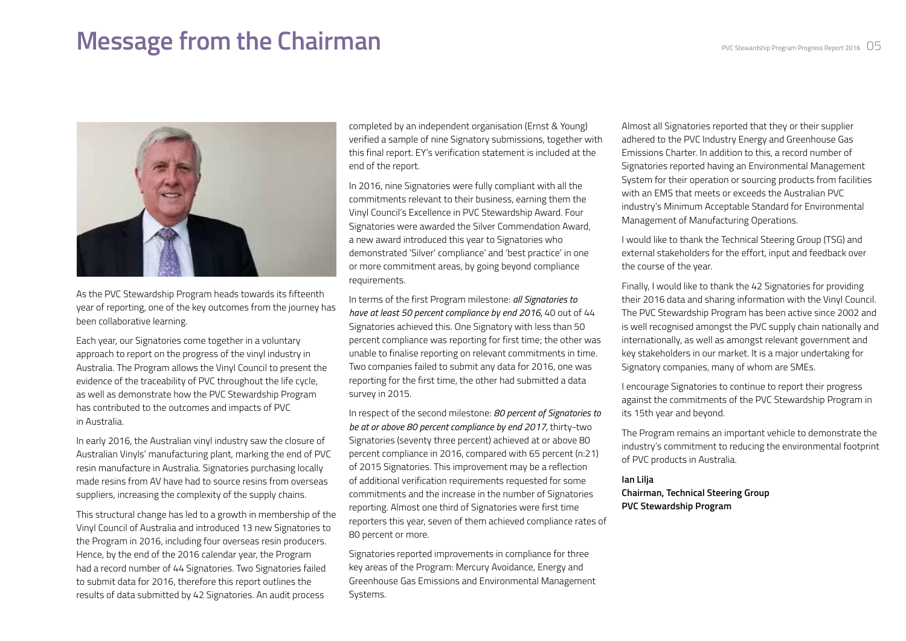# Message from the Chairman

As the PVC Stewardship Program heads towards its fifteenth year of reporting, one of the key outcomes from the journey has been collaborative learning.

Each year, our Signatories come together in a voluntary approach to report on the progress of the vinyl industry in Australia. The Program allows the Vinyl Council to present the evidence of the traceability of PVC throughout the life cycle, as well as demonstrate how the PVC Stewardship Program has contributed to the outcomes and impacts of PVC in Australia.

In early 2016, the Australian vinyl industry saw the closure of Australian Vinyls' manufacturing plant, marking the end of PVC resin manufacture in Australia. Signatories purchasing locally made resins from AV have had to source resins from overseas suppliers, increasing the complexity of the supply chains.

This structural change has led to a growth in membership of the Vinyl Council of Australia and introduced 13 new Signatories to the Program in 2016, including four overseas resin producers. Hence, by the end of the 2016 calendar year, the Program had a record number of 44 Signatories. Two Signatories failed to submit data for 2016, therefore this report outlines the results of data submitted by 42 Signatories. An audit process completed by an independent organisation (Ernst & Young) verified a sample of nine Signatory submissions, together with this final report. EY's verification statement is included at the end of the report.

In 2016, nine Signatories were fully compliant with all the commitments relevant to their business, earning them the Vinyl Council's Excellence in PVC Stewardship Award. Four Signatories were awarded the Silver Commendation Award, a new award introduced this year to Signatories who demonstrated 'Silver' compliance' and 'best practice' in one or more commitment areas, by going beyond compliance requirements.

In terms of the first Program milestone: ***all Signatories to have at least 50 percent compliance by end 2016,*** 40 out of 44 Signatories achieved this. One Signatory with less than 50 percent compliance was reporting for first time; the other was unable to finalise reporting on relevant commitments in time. Two companies failed to submit any data for 2016, one was reporting for the first time, the other had submitted a data survey in 2015.

In respect of the second milestone: ***80 percent of Signatories to be at or above 80 percent compliance by end 2017,*** thirty-two Signatories (seventy three percent) achieved at or above 80 percent compliance in 2016, compared with 65 percent (n:21) of 2015 Signatories. This improvement may be a reflection of additional verification requirements requested for some commitments and the increase in the number of Signatories reporting. Almost one third of Signatories were first time reporters this year, seven of them achieved compliance rates of 80 percent or more.

Signatories reported improvements in compliance for three key areas of the Program: Mercury Avoidance, Energy and Greenhouse Gas Emissions and Environmental Management Systems.

Almost all Signatories reported that they or their supplier adhered to the PVC Industry Energy and Greenhouse Gas Emissions Charter. In addition to this, a record number of Signatories reported having an Environmental Management System for their operation or sourcing products from facilities with an EMS that meets or exceeds the Australian PVC industry's Minimum Acceptable Standard for Environmental Management of Manufacturing Operations.

I would like to thank the Technical Steering Group (TSG) and external stakeholders for the effort, input and feedback over the course of the year.

Finally, I would like to thank the 42 Signatories for providing their 2016 data and sharing information with the Vinyl Council. The PVC Stewardship Program has been active since 2002 and is well recognised amongst the PVC supply chain nationally and internationally, as well as amongst relevant government and key stakeholders in our market. It is a major undertaking for Signatory companies, many of whom are SMEs.

I encourage Signatories to continue to report their progress against the commitments of the PVC Stewardship Program in its 15th year and beyond.

The Program remains an important vehicle to demonstrate the industry's commitment to reducing the environmental footprint of PVC products in Australia.

**Ian Lilja**
**Chairman, Technical Steering Group**
**PVC Stewardship Program**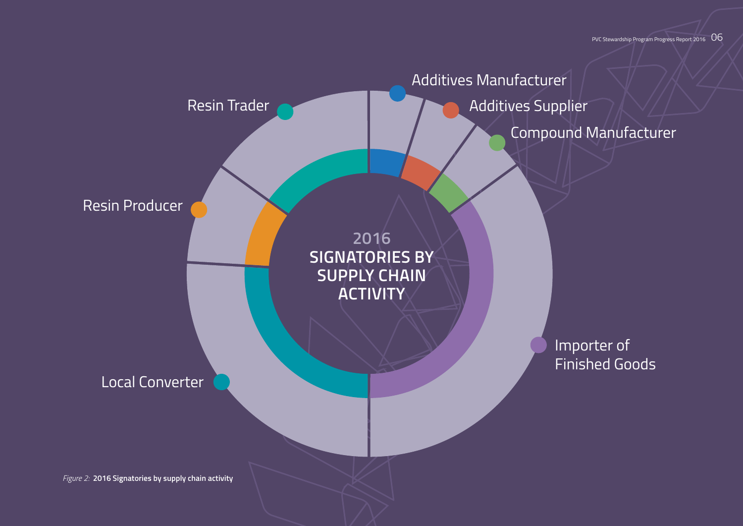2016

**SIGNATORIES BY SUPPLY CHAIN ACTIVITY**

- Additives Manufacturer
- Additives Supplier
- Compound Manufacturer
- Importer of Finished Goods
- Local Converter
- Resin Producer
- Resin Trader

*Figure 2:* **2016 Signatories by supply chain activity**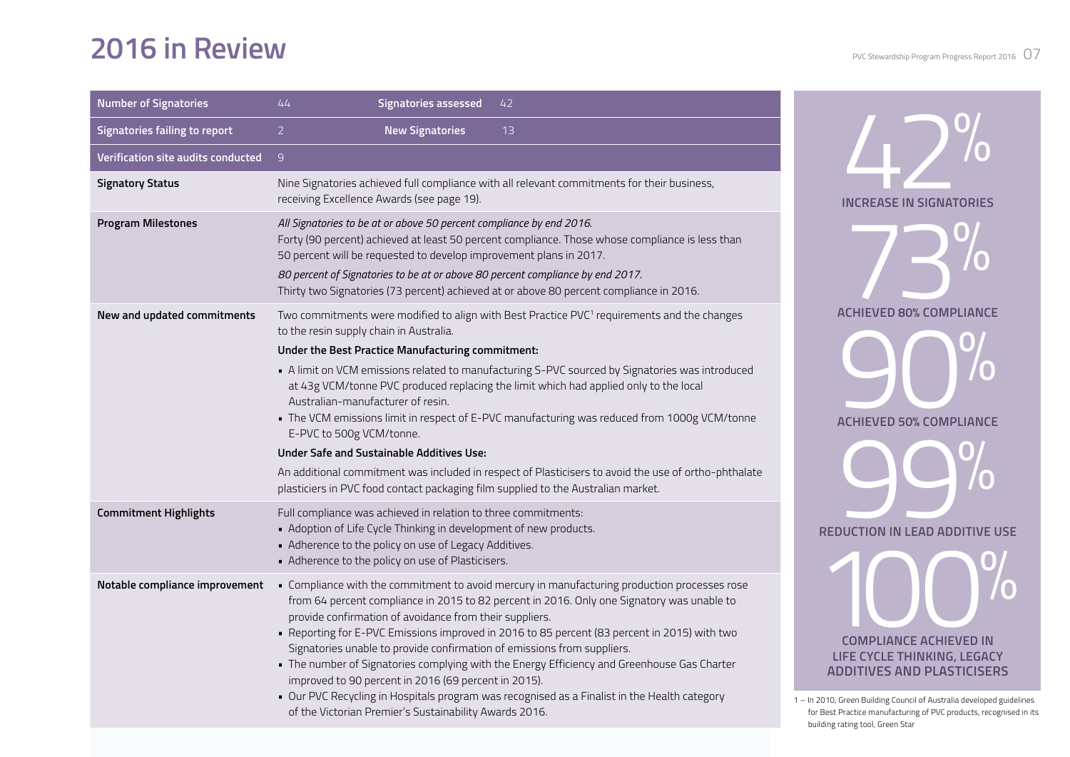# 2016 in Review

| Number of Signatories | 44 | Signatories assessed | 42 |
|---|---|---|---|
| Signatories failing to report | 2 | New Signatories | 13 |
| Verification site audits conducted | 9 | | |

| | |
|---|---|
| **Signatory Status** | Nine Signatories achieved full compliance with all relevant commitments for their business, receiving Excellence Awards (see page 19). |
| **Program Milestones** | *All Signatories to be at or above 50 percent compliance by end 2016.* Forty (90 percent) achieved at least 50 percent compliance. Those whose compliance is less than 50 percent will be requested to develop improvement plans in 2017. *80 percent of Signatories to be at or above 80 percent compliance by end 2017.* Thirty two Signatories (73 percent) achieved at or above 80 percent compliance in 2016. |
| **New and updated commitments** | Two commitments were modified to align with Best Practice PVC[1] requirements and the changes to the resin supply chain in Australia. **Under the Best Practice Manufacturing commitment:** • A limit on VCM emissions related to manufacturing S-PVC sourced by Signatories was introduced at 43g VCM/tonne PVC produced replacing the limit which had applied only to the local Australian-manufacturer of resin. • The VCM emissions limit in respect of E-PVC manufacturing was reduced from 1000g VCM/tonne E-PVC to 500g VCM/tonne. **Under Safe and Sustainable Additives Use:** An additional commitment was included in respect of Plasticisers to avoid the use of ortho-phthalate plasticiers in PVC food contact packaging film supplied to the Australian market. |
| **Commitment Highlights** | Full compliance was achieved in relation to three commitments: • Adoption of Life Cycle Thinking in development of new products. • Adherence to the policy on use of Legacy Additives. • Adherence to the policy on use of Plasticisers. |
| **Notable compliance improvement** | • Compliance with the commitment to avoid mercury in manufacturing production processes rose from 64 percent compliance in 2015 to 82 percent in 2016. Only one Signatory was unable to provide confirmation of avoidance from their suppliers. • Reporting for E-PVC Emissions improved in 2016 to 85 percent (83 percent in 2015) with two Signatories unable to provide confirmation of emissions from suppliers. • The number of Signatories complying with the Energy Efficiency and Greenhouse Gas Charter improved to 90 percent in 2016 (69 percent in 2015). • Our PVC Recycling in Hospitals program was recognised as a Finalist in the Health category of the Victorian Premier's Sustainability Awards 2016. |

**42%** INCREASE IN SIGNATORIES

**73%** ACHIEVED 80% COMPLIANCE

**90%** ACHIEVED 50% COMPLIANCE

**99%** REDUCTION IN LEAD ADDITIVE USE

**100%** COMPLIANCE ACHIEVED IN LIFE CYCLE THINKING, LEGACY ADDITIVES AND PLASTICISERS

1 – In 2010, Green Building Council of Australia developed guidelines for Best Practice manufacturing of PVC products, recognised in its building rating tool, Green Star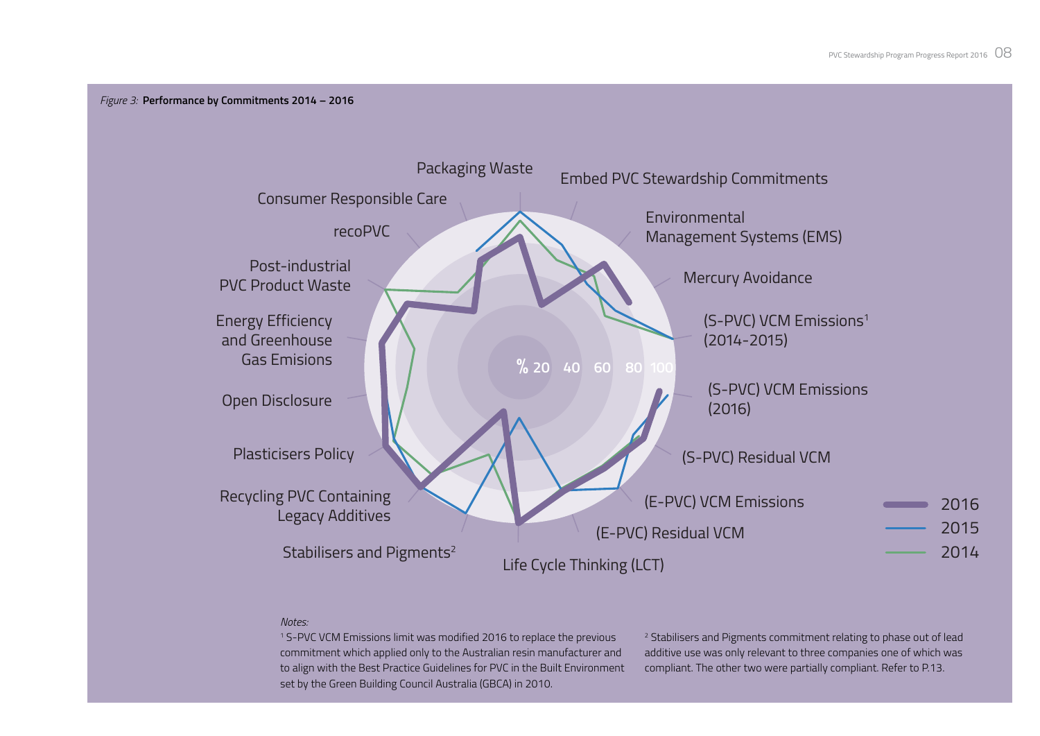*Figure 3:* **Performance by Commitments 2014 – 2016**

Packaging Waste

Embed PVC Stewardship Commitments

Environmental Management Systems (EMS)

Mercury Avoidance

(S-PVC) VCM Emissions[1] (2014-2015)

(S-PVC) VCM Emissions (2016)

(S-PVC) Residual VCM

(E-PVC) VCM Emissions

(E-PVC) Residual VCM

Life Cycle Thinking (LCT)

Stabilisers and Pigments[2]

Recycling PVC Containing Legacy Additives

Plasticisers Policy

Open Disclosure

Energy Efficiency and Greenhouse Gas Emisions

Post-industrial PVC Product Waste

recoPVC

Consumer Responsible Care

% 20 40 60 80 100

2016

2015

2014

*Notes:*

[1] S-PVC VCM Emissions limit was modified 2016 to replace the previous commitment which applied only to the Australian resin manufacturer and to align with the Best Practice Guidelines for PVC in the Built Environment set by the Green Building Council Australia (GBCA) in 2010.

[2] Stabilisers and Pigments commitment relating to phase out of lead additive use was only relevant to three companies one of which was compliant. The other two were partially compliant. Refer to P.13.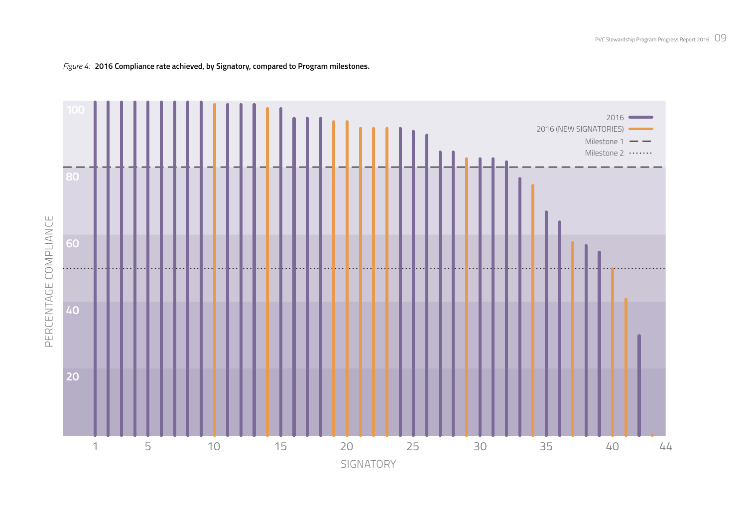*Figure 4:* **2016 Compliance rate achieved, by Signatory, compared to Program milestones.**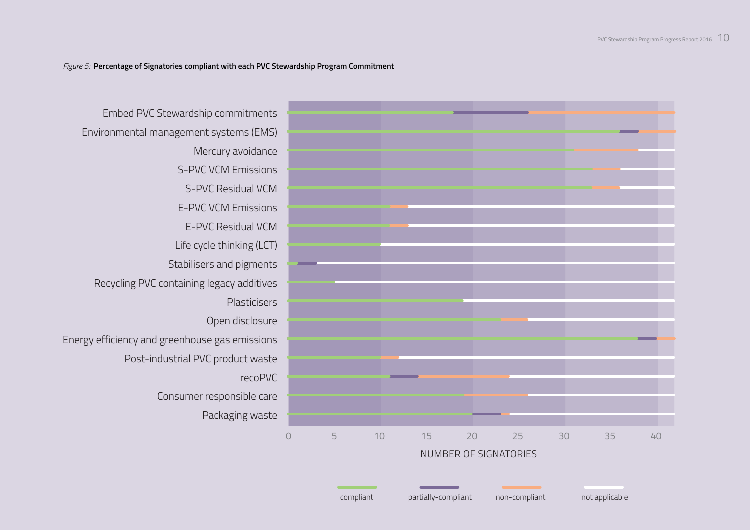*Figure 5:* **Percentage of Signatories compliant with each PVC Stewardship Program Commitment**

Embed PVC Stewardship commitments

Environmental management systems (EMS)

Mercury avoidance

S-PVC VCM Emissions

S-PVC Residual VCM

E-PVC VCM Emissions

E-PVC Residual VCM

Life cycle thinking (LCT)

Stabilisers and pigments

Recycling PVC containing legacy additives

Plasticisers

Open disclosure

Energy efficiency and greenhouse gas emissions

Post-industrial PVC product waste

recoPVC

Consumer responsible care

Packaging waste

0 5 10 15 20 25 30 35 40

NUMBER OF SIGNATORIES

compliant | partially-compliant | non-compliant | not applicable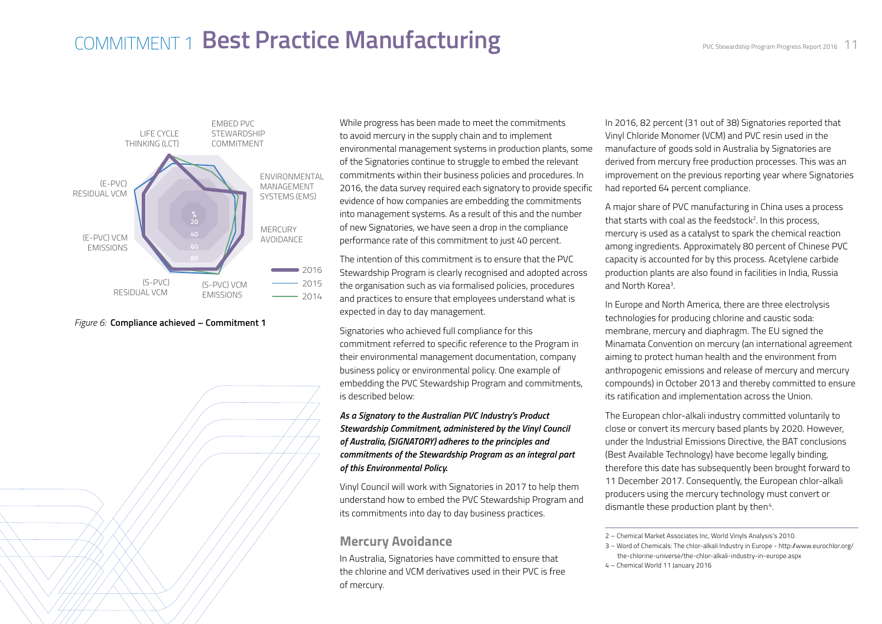# COMMITMENT 1 **Best Practice Manufacturing**

*Figure 6:* **Compliance achieved – Commitment 1**

While progress has been made to meet the commitments to avoid mercury in the supply chain and to implement environmental management systems in production plants, some of the Signatories continue to struggle to embed the relevant commitments within their business policies and procedures. In 2016, the data survey required each signatory to provide specific evidence of how companies are embedding the commitments into management systems. As a result of this and the number of new Signatories, we have seen a drop in the compliance performance rate of this commitment to just 40 percent.

The intention of this commitment is to ensure that the PVC Stewardship Program is clearly recognised and adopted across the organisation such as via formalised policies, procedures and practices to ensure that employees understand what is expected in day to day management.

Signatories who achieved full compliance for this commitment referred to specific reference to the Program in their environmental management documentation, company business policy or environmental policy. One example of embedding the PVC Stewardship Program and commitments, is described below:

***As a Signatory to the Australian PVC Industry's Product Stewardship Commitment, administered by the Vinyl Council of Australia, (SIGNATORY) adheres to the principles and commitments of the Stewardship Program as an integral part of this Environmental Policy.***

Vinyl Council will work with Signatories in 2017 to help them understand how to embed the PVC Stewardship Program and its commitments into day to day business practices.

## Mercury Avoidance

In Australia, Signatories have committed to ensure that the chlorine and VCM derivatives used in their PVC is free of mercury.

In 2016, 82 percent (31 out of 38) Signatories reported that Vinyl Chloride Monomer (VCM) and PVC resin used in the manufacture of goods sold in Australia by Signatories are derived from mercury free production processes. This was an improvement on the previous reporting year where Signatories had reported 64 percent compliance.

A major share of PVC manufacturing in China uses a process that starts with coal as the feedstock[2]. In this process, mercury is used as a catalyst to spark the chemical reaction among ingredients. Approximately 80 percent of Chinese PVC capacity is accounted for by this process. Acetylene carbide production plants are also found in facilities in India, Russia and North Korea[3].

In Europe and North America, there are three electrolysis technologies for producing chlorine and caustic soda: membrane, mercury and diaphragm. The EU signed the Minamata Convention on mercury (an international agreement aiming to protect human health and the environment from anthropogenic emissions and release of mercury and mercury compounds) in October 2013 and thereby committed to ensure its ratification and implementation across the Union.

The European chlor-alkali industry committed voluntarily to close or convert its mercury based plants by 2020. However, under the Industrial Emissions Directive, the BAT conclusions (Best Available Technology) have become legally binding, therefore this date has subsequently been brought forward to 11 December 2017. Consequently, the European chlor-alkali producers using the mercury technology must convert or dismantle these production plant by then[4].

2 – Chemical Market Associates Inc, World Vinyls Analysis's 2010.

3 – Word of Chemicals: The chlor-alkali Industry in Europe - http://www.eurochlor.org/the-chlorine-universe/the-chlor-alkali-industry-in-europe.aspx

4 – Chemical World 11 January 2016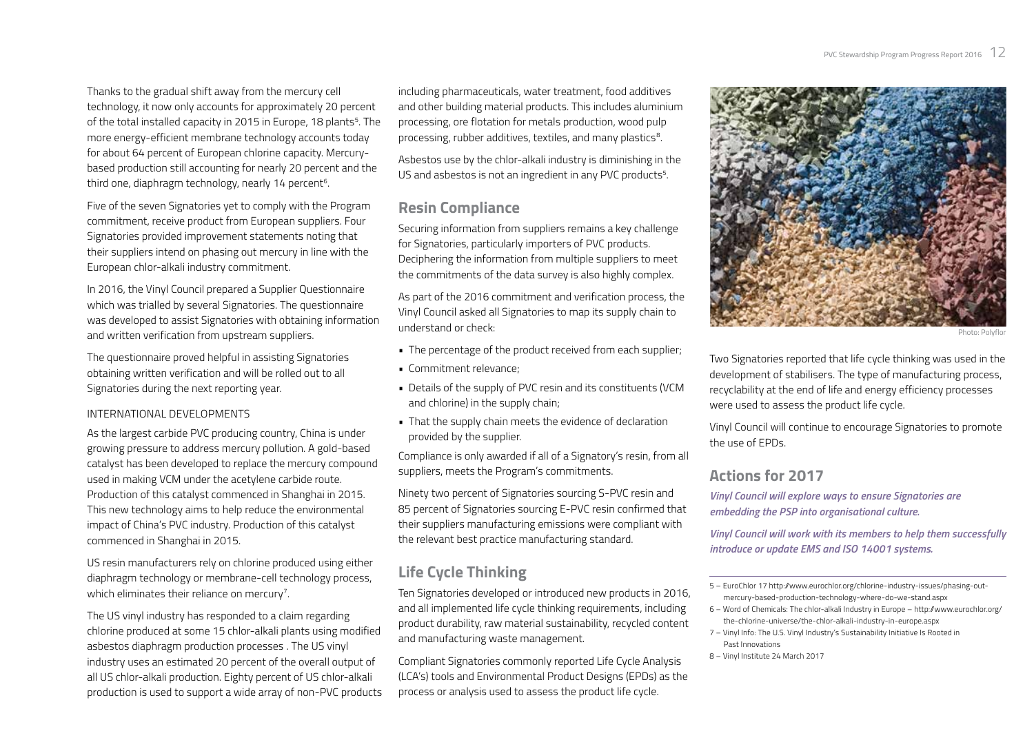Thanks to the gradual shift away from the mercury cell technology, it now only accounts for approximately 20 percent of the total installed capacity in 2015 in Europe, 18 plants[5]. The more energy-efficient membrane technology accounts today for about 64 percent of European chlorine capacity. Mercury-based production still accounting for nearly 20 percent and the third one, diaphragm technology, nearly 14 percent[6].

Five of the seven Signatories yet to comply with the Program commitment, receive product from European suppliers. Four Signatories provided improvement statements noting that their suppliers intend on phasing out mercury in line with the European chlor-alkali industry commitment.

In 2016, the Vinyl Council prepared a Supplier Questionnaire which was trialled by several Signatories. The questionnaire was developed to assist Signatories with obtaining information and written verification from upstream suppliers.

The questionnaire proved helpful in assisting Signatories obtaining written verification and will be rolled out to all Signatories during the next reporting year.

INTERNATIONAL DEVELOPMENTS

As the largest carbide PVC producing country, China is under growing pressure to address mercury pollution. A gold-based catalyst has been developed to replace the mercury compound used in making VCM under the acetylene carbide route. Production of this catalyst commenced in Shanghai in 2015. This new technology aims to help reduce the environmental impact of China's PVC industry. Production of this catalyst commenced in Shanghai in 2015.

US resin manufacturers rely on chlorine produced using either diaphragm technology or membrane-cell technology process, which eliminates their reliance on mercury[7].

The US vinyl industry has responded to a claim regarding chlorine produced at some 15 chlor-alkali plants using modified asbestos diaphragm production processes . The US vinyl industry uses an estimated 20 percent of the overall output of all US chlor-alkali production. Eighty percent of US chlor-alkali production is used to support a wide array of non-PVC products including pharmaceuticals, water treatment, food additives and other building material products. This includes aluminium processing, ore flotation for metals production, wood pulp processing, rubber additives, textiles, and many plastics[8].

Asbestos use by the chlor-alkali industry is diminishing in the US and asbestos is not an ingredient in any PVC products[5].

## Resin Compliance

Securing information from suppliers remains a key challenge for Signatories, particularly importers of PVC products. Deciphering the information from multiple suppliers to meet the commitments of the data survey is also highly complex.

As part of the 2016 commitment and verification process, the Vinyl Council asked all Signatories to map its supply chain to understand or check:

- The percentage of the product received from each supplier;
- Commitment relevance;
- Details of the supply of PVC resin and its constituents (VCM and chlorine) in the supply chain;
- That the supply chain meets the evidence of declaration provided by the supplier.

Compliance is only awarded if all of a Signatory's resin, from all suppliers, meets the Program's commitments.

Ninety two percent of Signatories sourcing S-PVC resin and 85 percent of Signatories sourcing E-PVC resin confirmed that their suppliers manufacturing emissions were compliant with the relevant best practice manufacturing standard.

## Life Cycle Thinking

Ten Signatories developed or introduced new products in 2016, and all implemented life cycle thinking requirements, including product durability, raw material sustainability, recycled content and manufacturing waste management.

Compliant Signatories commonly reported Life Cycle Analysis (LCA's) tools and Environmental Product Designs (EPDs) as the process or analysis used to assess the product life cycle.

Photo: Polyflor

Two Signatories reported that life cycle thinking was used in the development of stabilisers. The type of manufacturing process, recyclability at the end of life and energy efficiency processes were used to assess the product life cycle.

Vinyl Council will continue to encourage Signatories to promote the use of EPDs.

## Actions for 2017

***Vinyl Council will explore ways to ensure Signatories are embedding the PSP into organisational culture.***

***Vinyl Council will work with its members to help them successfully introduce or update EMS and ISO 14001 systems.***

---

5 – EuroChlor 17 http://www.eurochlor.org/chlorine-industry-issues/phasing-out-mercury-based-production-technology-where-do-we-stand.aspx

6 – Word of Chemicals: The chlor-alkali Industry in Europe – http://www.eurochlor.org/the-chlorine-universe/the-chlor-alkali-industry-in-europe.aspx

7 – Vinyl Info: The U.S. Vinyl Industry's Sustainability Initiative Is Rooted in Past Innovations

8 – Vinyl Institute 24 March 2017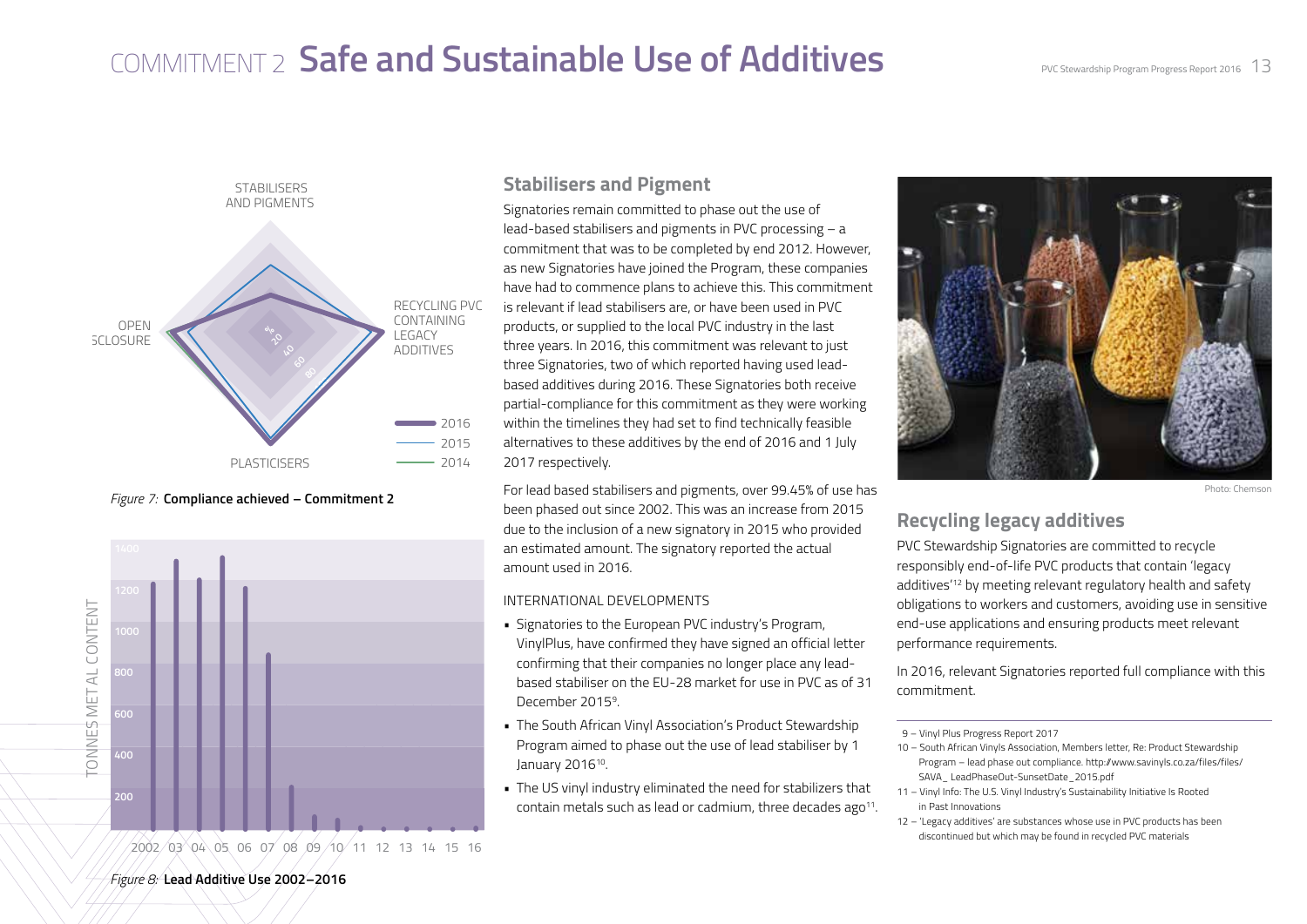# COMMITMENT 2 **Safe and Sustainable Use of Additives**

*Figure 7:* **Compliance achieved – Commitment 2**

*Figure 8:* **Lead Additive Use 2002–2016**

## Stabilisers and Pigment

Signatories remain committed to phase out the use of lead-based stabilisers and pigments in PVC processing – a commitment that was to be completed by end 2012. However, as new Signatories have joined the Program, these companies have had to commence plans to achieve this. This commitment is relevant if lead stabilisers are, or have been used in PVC products, or supplied to the local PVC industry in the last three years. In 2016, this commitment was relevant to just three Signatories, two of which reported having used lead-based additives during 2016. These Signatories both receive partial-compliance for this commitment as they were working within the timelines they had set to find technically feasible alternatives to these additives by the end of 2016 and 1 July 2017 respectively.

For lead based stabilisers and pigments, over 99.45% of use has been phased out since 2002. This was an increase from 2015 due to the inclusion of a new signatory in 2015 who provided an estimated amount. The signatory reported the actual amount used in 2016.

INTERNATIONAL DEVELOPMENTS

- Signatories to the European PVC industry's Program, VinylPlus, have confirmed they have signed an official letter confirming that their companies no longer place any lead-based stabiliser on the EU-28 market for use in PVC as of 31 December 2015[9].
- The South African Vinyl Association's Product Stewardship Program aimed to phase out the use of lead stabiliser by 1 January 2016[10].
- The US vinyl industry eliminated the need for stabilizers that contain metals such as lead or cadmium, three decades ago[11].

Photo: Chemson

## Recycling legacy additives

PVC Stewardship Signatories are committed to recycle responsibly end-of-life PVC products that contain 'legacy additives'[12] by meeting relevant regulatory health and safety obligations to workers and customers, avoiding use in sensitive end-use applications and ensuring products meet relevant performance requirements.

In 2016, relevant Signatories reported full compliance with this commitment.

---

9 – Vinyl Plus Progress Report 2017

10 – South African Vinyls Association, Members letter, Re: Product Stewardship Program – lead phase out compliance. http://www.savinyls.co.za/files/files/SAVA_ LeadPhaseOut-SunsetDate_2015.pdf

11 – Vinyl Info: The U.S. Vinyl Industry's Sustainability Initiative Is Rooted in Past Innovations

12 – 'Legacy additives' are substances whose use in PVC products has been discontinued but which may be found in recycled PVC materials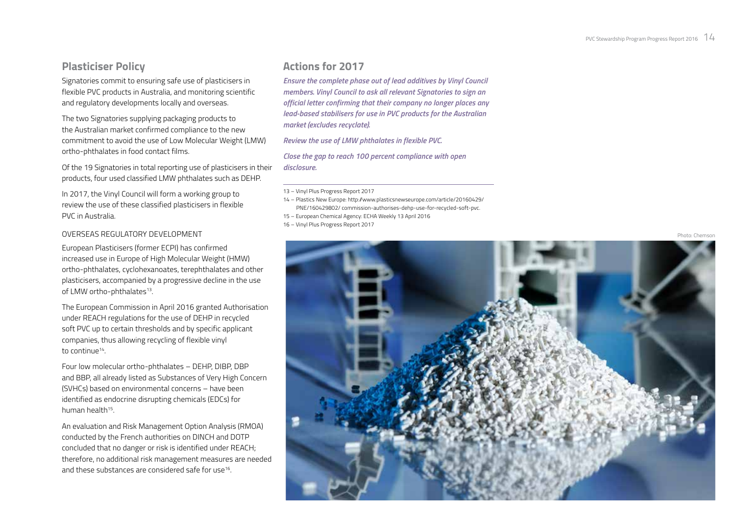## Plasticiser Policy

Signatories commit to ensuring safe use of plasticisers in flexible PVC products in Australia, and monitoring scientific and regulatory developments locally and overseas.

The two Signatories supplying packaging products to the Australian market confirmed compliance to the new commitment to avoid the use of Low Molecular Weight (LMW) ortho-phthalates in food contact films.

Of the 19 Signatories in total reporting use of plasticisers in their products, four used classified LMW phthalates such as DEHP.

In 2017, the Vinyl Council will form a working group to review the use of these classified plasticisers in flexible PVC in Australia.

OVERSEAS REGULATORY DEVELOPMENT

European Plasticisers (former ECPI) has confirmed increased use in Europe of High Molecular Weight (HMW) ortho-phthalates, cyclohexanoates, terephthalates and other plasticisers, accompanied by a progressive decline in the use of LMW ortho-phthalates[13].

The European Commission in April 2016 granted Authorisation under REACH regulations for the use of DEHP in recycled soft PVC up to certain thresholds and by specific applicant companies, thus allowing recycling of flexible vinyl to continue[14].

Four low molecular ortho-phthalates – DEHP, DIBP, DBP and BBP, all already listed as Substances of Very High Concern (SVHCs) based on environmental concerns – have been identified as endocrine disrupting chemicals (EDCs) for human health[15].

An evaluation and Risk Management Option Analysis (RMOA) conducted by the French authorities on DINCH and DOTP concluded that no danger or risk is identified under REACH; therefore, no additional risk management measures are needed and these substances are considered safe for use[16].

## Actions for 2017

***Ensure the complete phase out of lead additives by Vinyl Council members. Vinyl Council to ask all relevant Signatories to sign an official letter confirming that their company no longer places any lead-based stabilisers for use in PVC products for the Australian market (excludes recyclate).***

***Review the use of LMW phthalates in flexible PVC.***

***Close the gap to reach 100 percent compliance with open disclosure.***

13 – Vinyl Plus Progress Report 2017

14 – Plastics New Europe: http://www.plasticsnewseurope.com/article/20160429/PNE/160429802/ commission-authorises-dehp-use-for-recycled-soft-pvc.

15 – European Chemical Agency: ECHA Weekly 13 April 2016

16 – Vinyl Plus Progress Report 2017

Photo: Chemson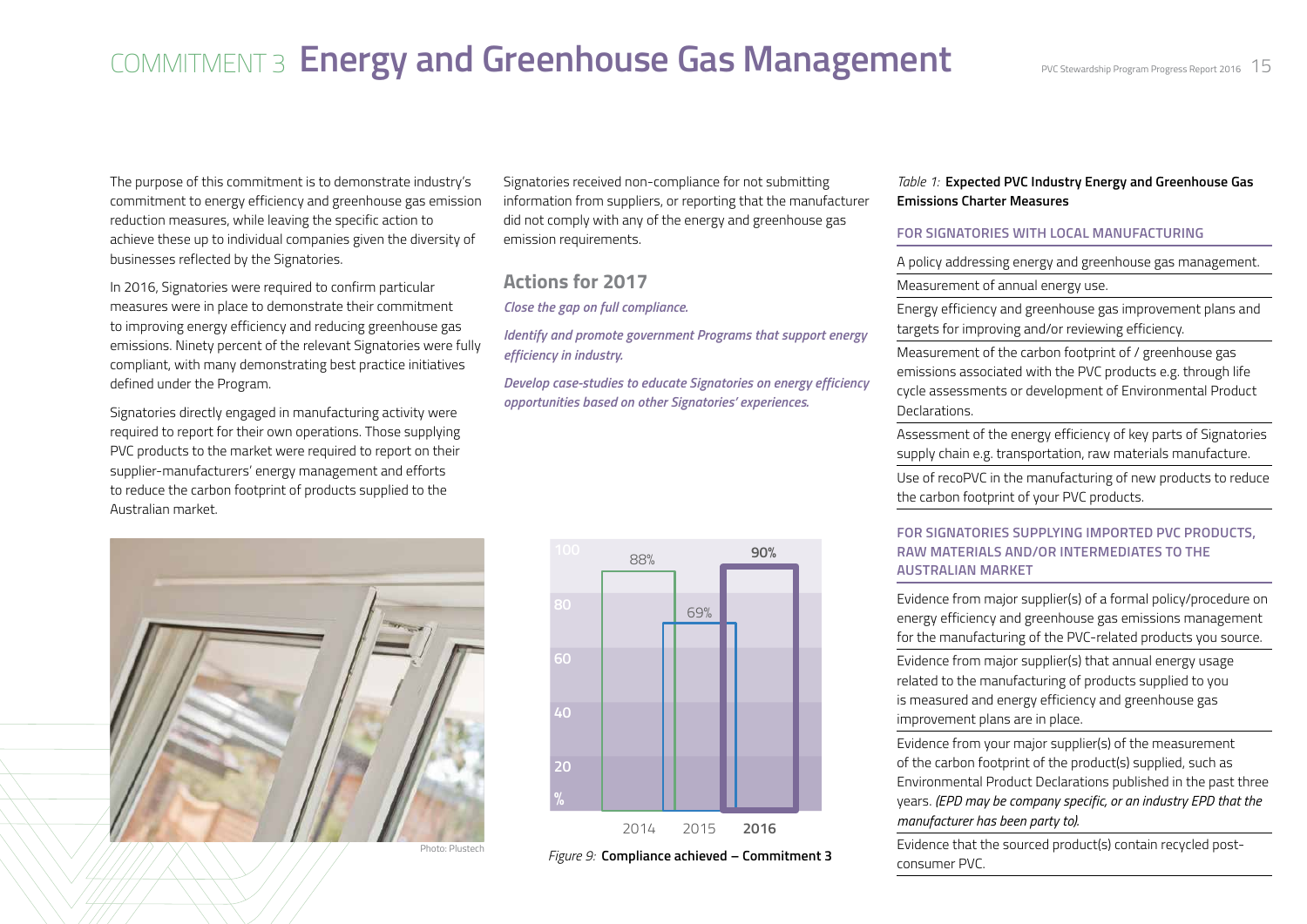# COMMITMENT 3 Energy and Greenhouse Gas Management

The purpose of this commitment is to demonstrate industry's commitment to energy efficiency and greenhouse gas emission reduction measures, while leaving the specific action to achieve these up to individual companies given the diversity of businesses reflected by the Signatories.

In 2016, Signatories were required to confirm particular measures were in place to demonstrate their commitment to improving energy efficiency and reducing greenhouse gas emissions. Ninety percent of the relevant Signatories were fully compliant, with many demonstrating best practice initiatives defined under the Program.

Signatories directly engaged in manufacturing activity were required to report for their own operations. Those supplying PVC products to the market were required to report on their supplier-manufacturers' energy management and efforts to reduce the carbon footprint of products supplied to the Australian market.

Signatories received non-compliance for not submitting information from suppliers, or reporting that the manufacturer did not comply with any of the energy and greenhouse gas emission requirements.

## Actions for 2017

***Close the gap on full compliance.***

***Identify and promote government Programs that support energy efficiency in industry.***

***Develop case-studies to educate Signatories on energy efficiency opportunities based on other Signatories' experiences.***

Photo: Plustech

| Year | Compliance achieved (%) |
|---|---|
| 2014 | 88% |
| 2015 | 69% |
| 2016 | 90% |

*Figure 9:* **Compliance achieved – Commitment 3**

*Table 1:* **Expected PVC Industry Energy and Greenhouse Gas Emissions Charter Measures**

| FOR SIGNATORIES WITH LOCAL MANUFACTURING |
|---|
| A policy addressing energy and greenhouse gas management. |
| Measurement of annual energy use. |
| Energy efficiency and greenhouse gas improvement plans and targets for improving and/or reviewing efficiency. |
| Measurement of the carbon footprint of / greenhouse gas emissions associated with the PVC products e.g. through life cycle assessments or development of Environmental Product Declarations. |
| Assessment of the energy efficiency of key parts of Signatories supply chain e.g. transportation, raw materials manufacture. |
| Use of recoPVC in the manufacturing of new products to reduce the carbon footprint of your PVC products. |
| **FOR SIGNATORIES SUPPLYING IMPORTED PVC PRODUCTS, RAW MATERIALS AND/OR INTERMEDIATES TO THE AUSTRALIAN MARKET** |
| Evidence from major supplier(s) of a formal policy/procedure on energy efficiency and greenhouse gas emissions management for the manufacturing of the PVC-related products you source. |
| Evidence from major supplier(s) that annual energy usage related to the manufacturing of products supplied to you is measured and energy efficiency and greenhouse gas improvement plans are in place. |
| Evidence from your major supplier(s) of the measurement of the carbon footprint of the product(s) supplied, such as Environmental Product Declarations published in the past three years. *(EPD may be company specific, or an industry EPD that the manufacturer has been party to).* |
| Evidence that the sourced product(s) contain recycled post-consumer PVC. |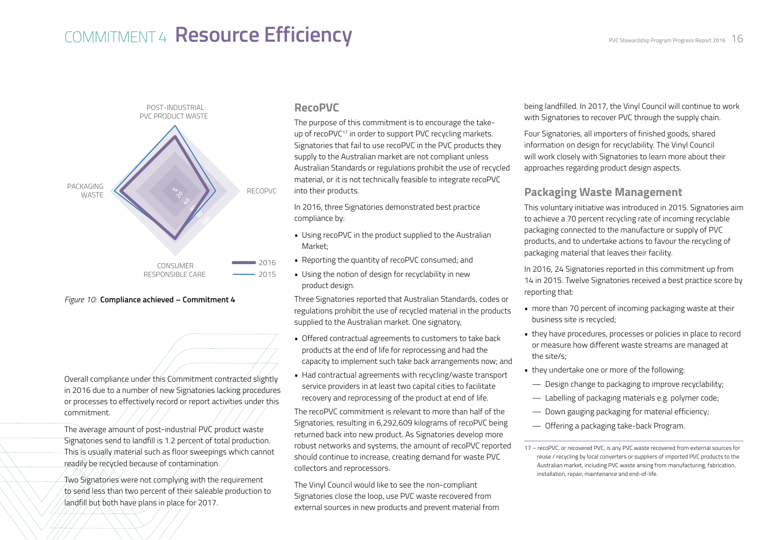# COMMITMENT 4 **Resource Efficiency**

*Figure 10:* **Compliance achieved – Commitment 4**

Overall compliance under this Commitment contracted slightly in 2016 due to a number of new Signatories lacking procedures or processes to effectively record or report activities under this commitment.

The average amount of post-industrial PVC product waste Signatories send to landfill is 1.2 percent of total production. This is usually material such as floor sweepings which cannot readily be recycled because of contamination.

Two Signatories were not complying with the requirement to send less than two percent of their saleable production to landfill but both have plans in place for 2017.

## RecoPVC

The purpose of this commitment is to encourage the take-up of recoPVC[17] in order to support PVC recycling markets. Signatories that fail to use recoPVC in the PVC products they supply to the Australian market are not compliant unless Australian Standards or regulations prohibit the use of recycled material, or it is not technically feasible to integrate recoPVC into their products.

In 2016, three Signatories demonstrated best practice compliance by:

- Using recoPVC in the product supplied to the Australian Market;
- Reporting the quantity of recoPVC consumed; and
- Using the notion of design for recyclability in new product design.

Three Signatories reported that Australian Standards, codes or regulations prohibit the use of recycled material in the products supplied to the Australian market. One signatory,

- Offered contractual agreements to customers to take back products at the end of life for reprocessing and had the capacity to implement such take back arrangements now; and
- Had contractual agreements with recycling/waste transport service providers in at least two capital cities to facilitate recovery and reprocessing of the product at end of life.

The recoPVC commitment is relevant to more than half of the Signatories, resulting in 6,292,609 kilograms of recoPVC being returned back into new product. As Signatories develop more robust networks and systems, the amount of recoPVC reported should continue to increase, creating demand for waste PVC collectors and reprocessors.

The Vinyl Council would like to see the non-compliant Signatories close the loop, use PVC waste recovered from external sources in new products and prevent material from being landfilled. In 2017, the Vinyl Council will continue to work with Signatories to recover PVC through the supply chain.

Four Signatories, all importers of finished goods, shared information on design for recyclability. The Vinyl Council will work closely with Signatories to learn more about their approaches regarding product design aspects.

## Packaging Waste Management

This voluntary initiative was introduced in 2015. Signatories aim to achieve a 70 percent recycling rate of incoming recyclable packaging connected to the manufacture or supply of PVC products, and to undertake actions to favour the recycling of packaging material that leaves their facility.

In 2016, 24 Signatories reported in this commitment up from 14 in 2015. Twelve Signatories received a best practice score by reporting that:

- more than 70 percent of incoming packaging waste at their business site is recycled;
- they have procedures, processes or policies in place to record or measure how different waste streams are managed at the site/s;
- they undertake one or more of the following:
  - Design change to packaging to improve recyclability;
  - Labelling of packaging materials e.g. polymer code;
  - Down gauging packaging for material efficiency;
  - Offering a packaging take-back Program.

17 – recoPVC, or recovered PVC, is any PVC waste recovered from external sources for reuse / recycling by local converters or suppliers of imported PVC products to the Australian market, including PVC waste arising from manufacturing, fabrication, installation, repair, maintenance and end-of-life.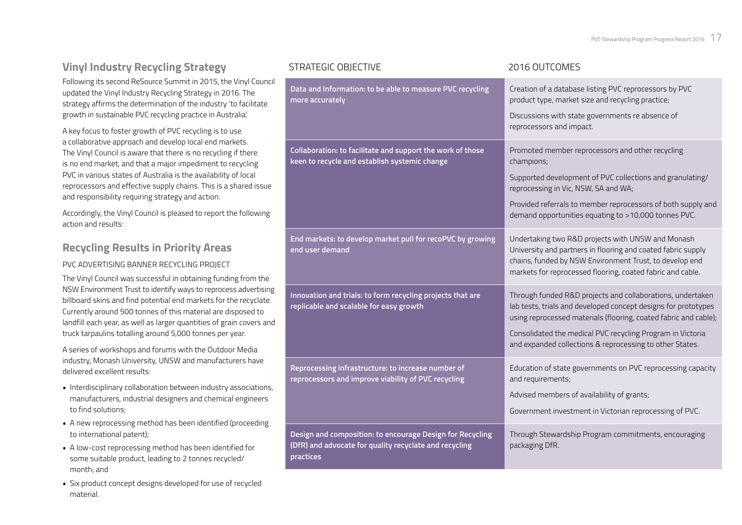## Vinyl Industry Recycling Strategy

Following its second ReSource Summit in 2015, the Vinyl Council updated the Vinyl Industry Recycling Strategy in 2016. The strategy affirms the determination of the industry 'to facilitate growth in sustainable PVC recycling practice in Australia'.

A key focus to foster growth of PVC recycling is to use a collaborative approach and develop local end markets. The Vinyl Council is aware that there is no recycling if there is no end market, and that a major impediment to recycling PVC in various states of Australia is the availability of local reprocessors and effective supply chains. This is a shared issue and responsibility requiring strategy and action.

Accordingly, the Vinyl Council is pleased to report the following action and results:

## Recycling Results in Priority Areas

PVC ADVERTISING BANNER RECYCLING PROJECT

The Vinyl Council was successful in obtaining funding from the NSW Environment Trust to identify ways to reprocess advertising billboard skins and find potential end markets for the recyclate. Currently around 500 tonnes of this material are disposed to landfill each year, as well as larger quantities of grain covers and truck tarpaulins totalling around 5,000 tonnes per year.

A series of workshops and forums with the Outdoor Media industry, Monash University, UNSW and manufacturers have delivered excellent results:

- Interdisciplinary collaboration between industry associations, manufacturers, industrial designers and chemical engineers to find solutions;
- A new reprocessing method has been identified (proceeding to international patent);
- A low-cost reprocessing method has been identified for some suitable product, leading to 2 tonnes recycled/month; and
- Six product concept designs developed for use of recycled material.

| STRATEGIC OBJECTIVE | 2016 OUTCOMES |
|---|---|
| **Data and Information: to be able to measure PVC recycling more accurately** | Creation of a database listing PVC reprocessors by PVC product type, market size and recycling practice;<br><br>Discussions with state governments re absence of reprocessors and impact. |
| **Collaboration: to facilitate and support the work of those keen to recycle and establish systemic change** | Promoted member reprocessors and other recycling champions;<br><br>Supported development of PVC collections and granulating/reprocessing in Vic, NSW, SA and WA;<br><br>Provided referrals to member reprocessors of both supply and demand opportunities equating to >10,000 tonnes PVC. |
| **End markets: to develop market pull for recoPVC by growing end user demand** | Undertaking two R&D projects with UNSW and Monash University and partners in flooring and coated fabric supply chains, funded by NSW Environment Trust, to develop end markets for reprocessed flooring, coated fabric and cable. |
| **Innovation and trials: to form recycling projects that are replicable and scalable for easy growth** | Through funded R&D projects and collaborations, undertaken lab tests, trials and developed concept designs for prototypes using reprocessed materials (flooring, coated fabric and cable);<br><br>Consolidated the medical PVC recycling Program in Victoria and expanded collections & reprocessing to other States. |
| **Reprocessing infrastructure: to increase number of reprocessors and improve viability of PVC recycling** | Education of state governments on PVC reprocessing capacity and requirements;<br><br>Advised members of availability of grants;<br><br>Government investment in Victorian reprocessing of PVC. |
| **Design and composition: to encourage Design for Recycling (DfR) and advocate for quality recyclate and recycling practices** | Through Stewardship Program commitments, encouraging packaging DfR. |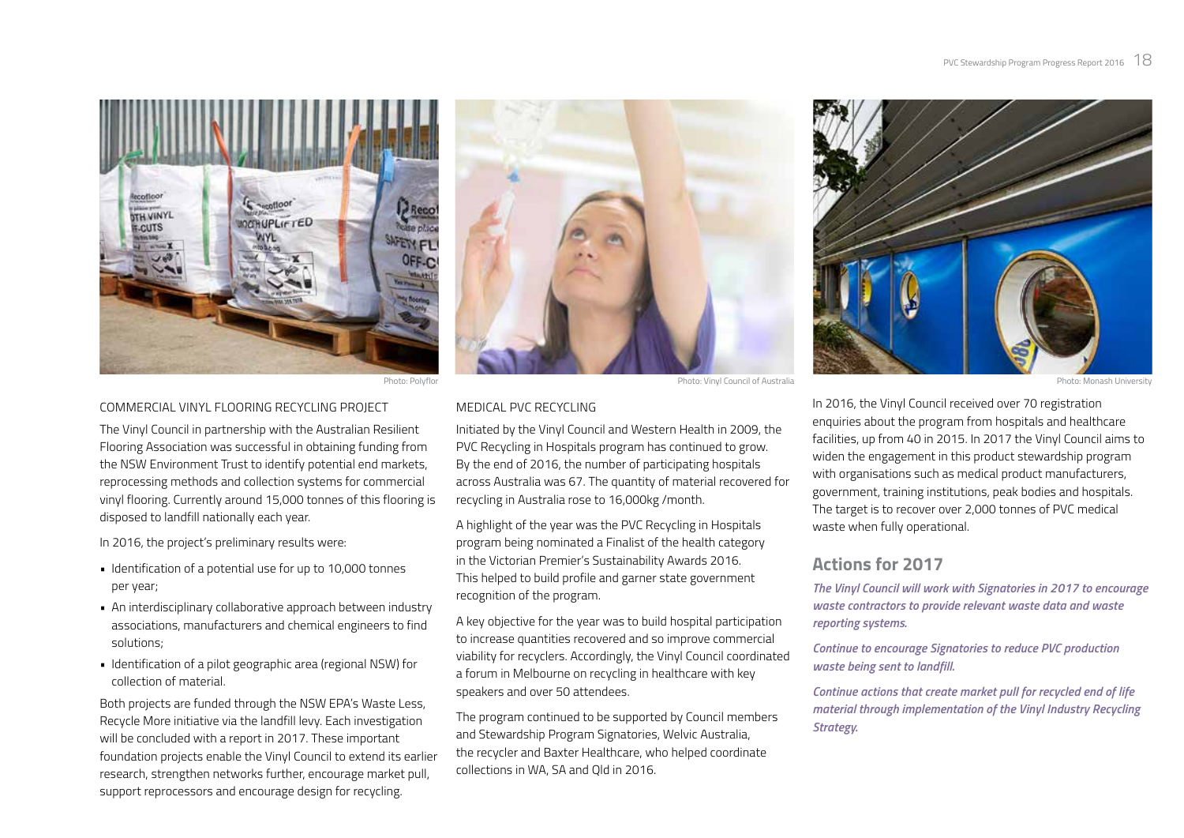Photo: Polyflor

Photo: Vinyl Council of Australia

Photo: Monash University

COMMERCIAL VINYL FLOORING RECYCLING PROJECT

The Vinyl Council in partnership with the Australian Resilient Flooring Association was successful in obtaining funding from the NSW Environment Trust to identify potential end markets, reprocessing methods and collection systems for commercial vinyl flooring. Currently around 15,000 tonnes of this flooring is disposed to landfill nationally each year.

In 2016, the project's preliminary results were:

- Identification of a potential use for up to 10,000 tonnes per year;
- An interdisciplinary collaborative approach between industry associations, manufacturers and chemical engineers to find solutions;
- Identification of a pilot geographic area (regional NSW) for collection of material.

Both projects are funded through the NSW EPA's Waste Less, Recycle More initiative via the landfill levy. Each investigation will be concluded with a report in 2017. These important foundation projects enable the Vinyl Council to extend its earlier research, strengthen networks further, encourage market pull, support reprocessors and encourage design for recycling.

MEDICAL PVC RECYCLING

Initiated by the Vinyl Council and Western Health in 2009, the PVC Recycling in Hospitals program has continued to grow. By the end of 2016, the number of participating hospitals across Australia was 67. The quantity of material recovered for recycling in Australia rose to 16,000kg /month.

A highlight of the year was the PVC Recycling in Hospitals program being nominated a Finalist of the health category in the Victorian Premier's Sustainability Awards 2016. This helped to build profile and garner state government recognition of the program.

A key objective for the year was to build hospital participation to increase quantities recovered and so improve commercial viability for recyclers. Accordingly, the Vinyl Council coordinated a forum in Melbourne on recycling in healthcare with key speakers and over 50 attendees.

The program continued to be supported by Council members and Stewardship Program Signatories, Welvic Australia, the recycler and Baxter Healthcare, who helped coordinate collections in WA, SA and Qld in 2016.

In 2016, the Vinyl Council received over 70 registration enquiries about the program from hospitals and healthcare facilities, up from 40 in 2015. In 2017 the Vinyl Council aims to widen the engagement in this product stewardship program with organisations such as medical product manufacturers, government, training institutions, peak bodies and hospitals. The target is to recover over 2,000 tonnes of PVC medical waste when fully operational.

## Actions for 2017

***The Vinyl Council will work with Signatories in 2017 to encourage waste contractors to provide relevant waste data and waste reporting systems.***

***Continue to encourage Signatories to reduce PVC production waste being sent to landfill.***

***Continue actions that create market pull for recycled end of life material through implementation of the Vinyl Industry Recycling Strategy.***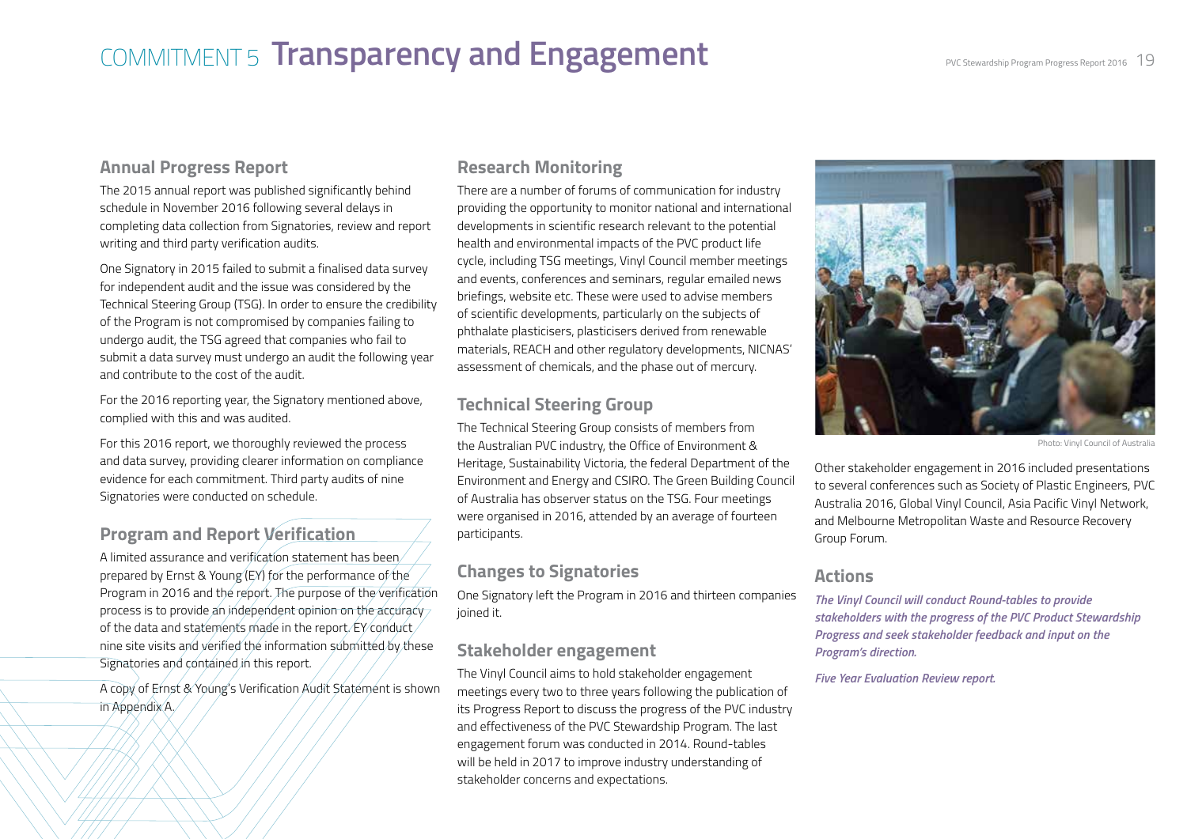# COMMITMENT 5 Transparency and Engagement

## Annual Progress Report

The 2015 annual report was published significantly behind schedule in November 2016 following several delays in completing data collection from Signatories, review and report writing and third party verification audits.

One Signatory in 2015 failed to submit a finalised data survey for independent audit and the issue was considered by the Technical Steering Group (TSG). In order to ensure the credibility of the Program is not compromised by companies failing to undergo audit, the TSG agreed that companies who fail to submit a data survey must undergo an audit the following year and contribute to the cost of the audit.

For the 2016 reporting year, the Signatory mentioned above, complied with this and was audited.

For this 2016 report, we thoroughly reviewed the process and data survey, providing clearer information on compliance evidence for each commitment. Third party audits of nine Signatories were conducted on schedule.

## Program and Report Verification

A limited assurance and verification statement has been prepared by Ernst & Young (EY) for the performance of the Program in 2016 and the report. The purpose of the verification process is to provide an independent opinion on the accuracy of the data and statements made in the report. EY conduct nine site visits and verified the information submitted by these Signatories and contained in this report.

A copy of Ernst & Young's Verification Audit Statement is shown in Appendix A.

## Research Monitoring

There are a number of forums of communication for industry providing the opportunity to monitor national and international developments in scientific research relevant to the potential health and environmental impacts of the PVC product life cycle, including TSG meetings, Vinyl Council member meetings and events, conferences and seminars, regular emailed news briefings, website etc. These were used to advise members of scientific developments, particularly on the subjects of phthalate plasticisers, plasticisers derived from renewable materials, REACH and other regulatory developments, NICNAS' assessment of chemicals, and the phase out of mercury.

## Technical Steering Group

The Technical Steering Group consists of members from the Australian PVC industry, the Office of Environment & Heritage, Sustainability Victoria, the federal Department of the Environment and Energy and CSIRO. The Green Building Council of Australia has observer status on the TSG. Four meetings were organised in 2016, attended by an average of fourteen participants.

## Changes to Signatories

One Signatory left the Program in 2016 and thirteen companies joined it.

## Stakeholder engagement

The Vinyl Council aims to hold stakeholder engagement meetings every two to three years following the publication of its Progress Report to discuss the progress of the PVC industry and effectiveness of the PVC Stewardship Program. The last engagement forum was conducted in 2014. Round-tables will be held in 2017 to improve industry understanding of stakeholder concerns and expectations.

Photo: Vinyl Council of Australia

Other stakeholder engagement in 2016 included presentations to several conferences such as Society of Plastic Engineers, PVC Australia 2016, Global Vinyl Council, Asia Pacific Vinyl Network, and Melbourne Metropolitan Waste and Resource Recovery Group Forum.

## Actions

***The Vinyl Council will conduct Round-tables to provide stakeholders with the progress of the PVC Product Stewardship Progress and seek stakeholder feedback and input on the Program's direction.***

***Five Year Evaluation Review report.***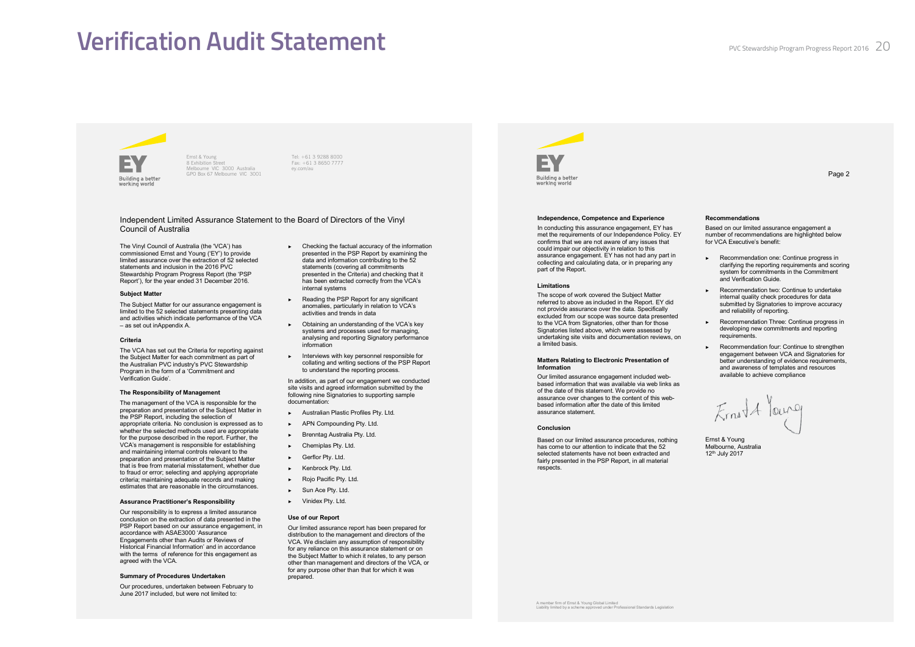# Verification Audit Statement

Ernst & Young
8 Exhibition Street
Melbourne VIC 3000 Australia
GPO Box 67 Melbourne VIC 3001

Tel: +61 3 9288 8000
Fax: +61 3 8650 7777
ey.com/au

## Independent Limited Assurance Statement to the Board of Directors of the Vinyl Council of Australia

The Vinyl Council of Australia (the 'VCA') has commissioned Ernst and Young ('EY') to provide limited assurance over the extraction of 52 selected statements and inclusion in the 2016 PVC Stewardship Program Progress Report (the 'PSP Report'), for the year ended 31 December 2016.

### Subject Matter

The Subject Matter for our assurance engagement is limited to the 52 selected statements presenting data and activities which indicate performance of the VCA – as set out inAppendix A.

### Criteria

The VCA has set out the Criteria for reporting against the Subject Matter for each commitment as part of the Australian PVC industry's PVC Stewardship Program in the form of a 'Commitment and Verification Guide'.

### The Responsibility of Management

The management of the VCA is responsible for the preparation and presentation of the Subject Matter in the PSP Report, including the selection of appropriate criteria. No conclusion is expressed as to whether the selected methods used are appropriate for the purpose described in the report. Further, the VCA's management is responsible for establishing and maintaining internal controls relevant to the preparation and presentation of the Subject Matter that is free from material misstatement, whether due to fraud or error; selecting and applying appropriate criteria; maintaining adequate records and making estimates that are reasonable in the circumstances.

### Assurance Practitioner's Responsibility

Our responsibility is to express a limited assurance conclusion on the extraction of data presented in the PSP Report based on our assurance engagement, in accordance with ASAE3000 'Assurance Engagements other than Audits or Reviews of Historical Financial Information' and in accordance with the terms of reference for this engagement as agreed with the VCA.

### Summary of Procedures Undertaken

Our procedures, undertaken between February to June 2017 included, but were not limited to:

- Checking the factual accuracy of the information presented in the PSP Report by examining the data and information contributing to the 52 statements (covering all commitments presented in the Criteria) and checking that it has been extracted correctly from the VCA's internal systems
- Reading the PSP Report for any significant anomalies, particularly in relation to VCA's activities and trends in data
- Obtaining an understanding of the VCA's key systems and processes used for managing, analysing and reporting Signatory performance information
- Interviews with key personnel responsible for collating and writing sections of the PSP Report to understand the reporting process.

In addition, as part of our engagement we conducted site visits and agreed information submitted by the following nine Signatories to supporting sample documentation:

- Australian Plastic Profiles Pty. Ltd.
- APN Compounding Pty. Ltd.
- Brenntag Australia Pty. Ltd.
- Chemiplas Pty. Ltd.
- Gerflor Pty. Ltd.
- Kenbrock Pty. Ltd.
- Rojo Pacific Pty. Ltd.
- Sun Ace Pty. Ltd.
- Vinidex Pty. Ltd.

### Use of our Report

Our limited assurance report has been prepared for distribution to the management and directors of the VCA. We disclaim any assumption of responsibility for any reliance on this assurance statement or on the Subject Matter to which it relates, to any person other than management and directors of the VCA, or for any purpose other than that for which it was prepared.

Page 2

### Independence, Competence and Experience

In conducting this assurance engagement, EY has met the requirements of our Independence Policy. EY confirms that we are not aware of any issues that could impair our objectivity in relation to this assurance engagement. EY has not had any part in collecting and calculating data, or in preparing any part of the Report.

### Limitations

The scope of work covered the Subject Matter referred to above as included in the Report. EY did not provide assurance over the data. Specifically excluded from our scope was source data presented to the VCA from Signatories, other than for those Signatories listed above, which were assessed by undertaking site visits and documentation reviews, on a limited basis.

### Matters Relating to Electronic Presentation of Information

Our limited assurance engagement included web-based information that was available via web links as of the date of this statement. We provide no assurance over changes to the content of this web-based information after the date of this limited assurance statement.

### Conclusion

Based on our limited assurance procedures, nothing has come to our attention to indicate that the 52 selected statements have not been extracted and fairly presented in the PSP Report, in all material respects.

### Recommendations

Based on our limited assurance engagement a number of recommendations are highlighted below for VCA Executive's benefit:

- Recommendation one: Continue progress in clarifying the reporting requirements and scoring system for commitments in the Commitment and Verification Guide.
- Recommendation two: Continue to undertake internal quality check procedures for data submitted by Signatories to improve accuracy and reliability of reporting.
- Recommendation Three: Continue progress in developing new commitments and reporting requirements.
- Recommendation four: Continue to strengthen engagement between VCA and Signatories for better understanding of evidence requirements, and awareness of templates and resources available to achieve compliance

Ernst & Young
Melbourne, Australia
12th July 2017

A member firm of Ernst & Young Global Limited
Liability limited by a scheme approved under Professional Standards Legislation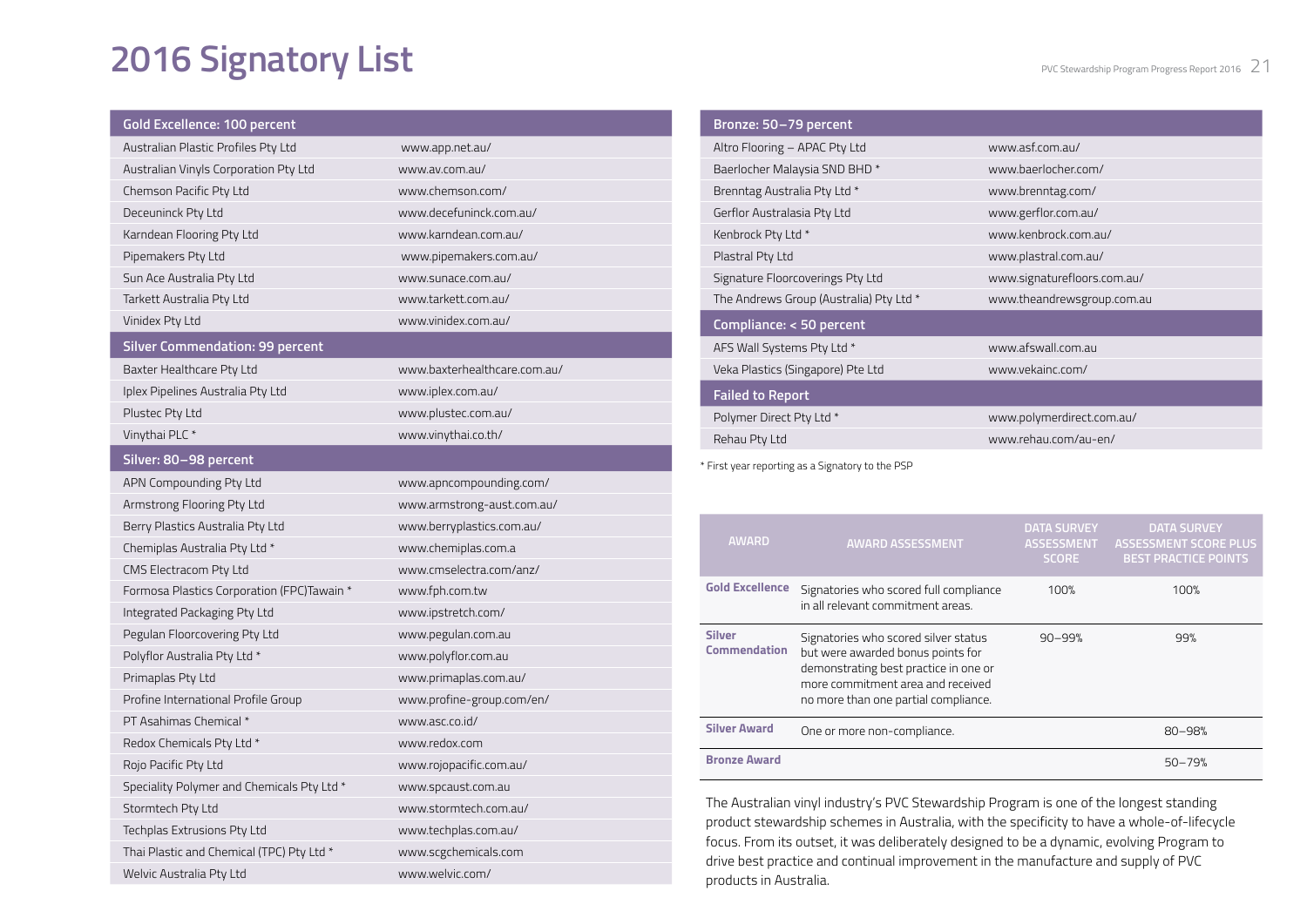# 2016 Signatory List

| Gold Excellence: 100 percent | |
|---|---|
| Australian Plastic Profiles Pty Ltd | www.app.net.au/ |
| Australian Vinyls Corporation Pty Ltd | www.av.com.au/ |
| Chemson Pacific Pty Ltd | www.chemson.com/ |
| Deceuninck Pty Ltd | www.decefuninck.com.au/ |
| Karndean Flooring Pty Ltd | www.karndean.com.au/ |
| Pipemakers Pty Ltd | www.pipemakers.com.au/ |
| Sun Ace Australia Pty Ltd | www.sunace.com.au/ |
| Tarkett Australia Pty Ltd | www.tarkett.com.au/ |
| Vinidex Pty Ltd | www.vinidex.com.au/ |
| **Silver Commendation: 99 percent** | |
| Baxter Healthcare Pty Ltd | www.baxterhealthcare.com.au/ |
| Iplex Pipelines Australia Pty Ltd | www.iplex.com.au/ |
| Plustec Pty Ltd | www.plustec.com.au/ |
| Vinythai PLC * | www.vinythai.co.th/ |
| **Silver: 80–98 percent** | |
| APN Compounding Pty Ltd | www.apncompounding.com/ |
| Armstrong Flooring Pty Ltd | www.armstrong-aust.com.au/ |
| Berry Plastics Australia Pty Ltd | www.berryplastics.com.au/ |
| Chemiplas Australia Pty Ltd * | www.chemiplas.com.a |
| CMS Electracom Pty Ltd | www.cmselectra.com/anz/ |
| Formosa Plastics Corporation (FPC)Tawain * | www.fph.com.tw |
| Integrated Packaging Pty Ltd | www.ipstretch.com/ |
| Pegulan Floorcovering Pty Ltd | www.pegulan.com.au |
| Polyflor Australia Pty Ltd * | www.polyflor.com.au |
| Primaplas Pty Ltd | www.primaplas.com.au/ |
| Profine International Profile Group | www.profine-group.com/en/ |
| PT Asahimas Chemical * | www.asc.co.id/ |
| Redox Chemicals Pty Ltd * | www.redox.com |
| Rojo Pacific Pty Ltd | www.rojopacific.com.au/ |
| Speciality Polymer and Chemicals Pty Ltd * | www.spcaust.com.au |
| Stormtech Pty Ltd | www.stormtech.com.au/ |
| Techplas Extrusions Pty Ltd | www.techplas.com.au/ |
| Thai Plastic and Chemical (TPC) Pty Ltd * | www.scgchemicals.com |
| Welvic Australia Pty Ltd | www.welvic.com/ |

| Bronze: 50–79 percent | |
|---|---|
| Altro Flooring – APAC Pty Ltd | www.asf.com.au/ |
| Baerlocher Malaysia SND BHD * | www.baerlocher.com/ |
| Brenntag Australia Pty Ltd * | www.brenntag.com/ |
| Gerflor Australasia Pty Ltd | www.gerflor.com.au/ |
| Kenbrock Pty Ltd * | www.kenbrock.com.au/ |
| Plastral Pty Ltd | www.plastral.com.au/ |
| Signature Floorcoverings Pty Ltd | www.signaturefloors.com.au/ |
| The Andrews Group (Australia) Pty Ltd * | www.theandrewsgroup.com.au |
| **Compliance: < 50 percent** | |
| AFS Wall Systems Pty Ltd * | www.afswall.com.au |
| Veka Plastics (Singapore) Pte Ltd | www.vekainc.com/ |
| **Failed to Report** | |
| Polymer Direct Pty Ltd * | www.polymerdirect.com.au/ |
| Rehau Pty Ltd | www.rehau.com/au-en/ |

\* First year reporting as a Signatory to the PSP

| AWARD | AWARD ASSESSMENT | DATA SURVEY ASSESSMENT SCORE | DATA SURVEY ASSESSMENT SCORE PLUS BEST PRACTICE POINTS |
|---|---|---|---|
| **Gold Excellence** | Signatories who scored full compliance in all relevant commitment areas. | 100% | 100% |
| **Silver Commendation** | Signatories who scored silver status but were awarded bonus points for demonstrating best practice in one or more commitment area and received no more than one partial compliance. | 90–99% | 99% |
| **Silver Award** | One or more non-compliance. | | 80–98% |
| **Bronze Award** | | | 50–79% |

The Australian vinyl industry's PVC Stewardship Program is one of the longest standing product stewardship schemes in Australia, with the specificity to have a whole-of-lifecycle focus. From its outset, it was deliberately designed to be a dynamic, evolving Program to drive best practice and continual improvement in the manufacture and supply of PVC products in Australia.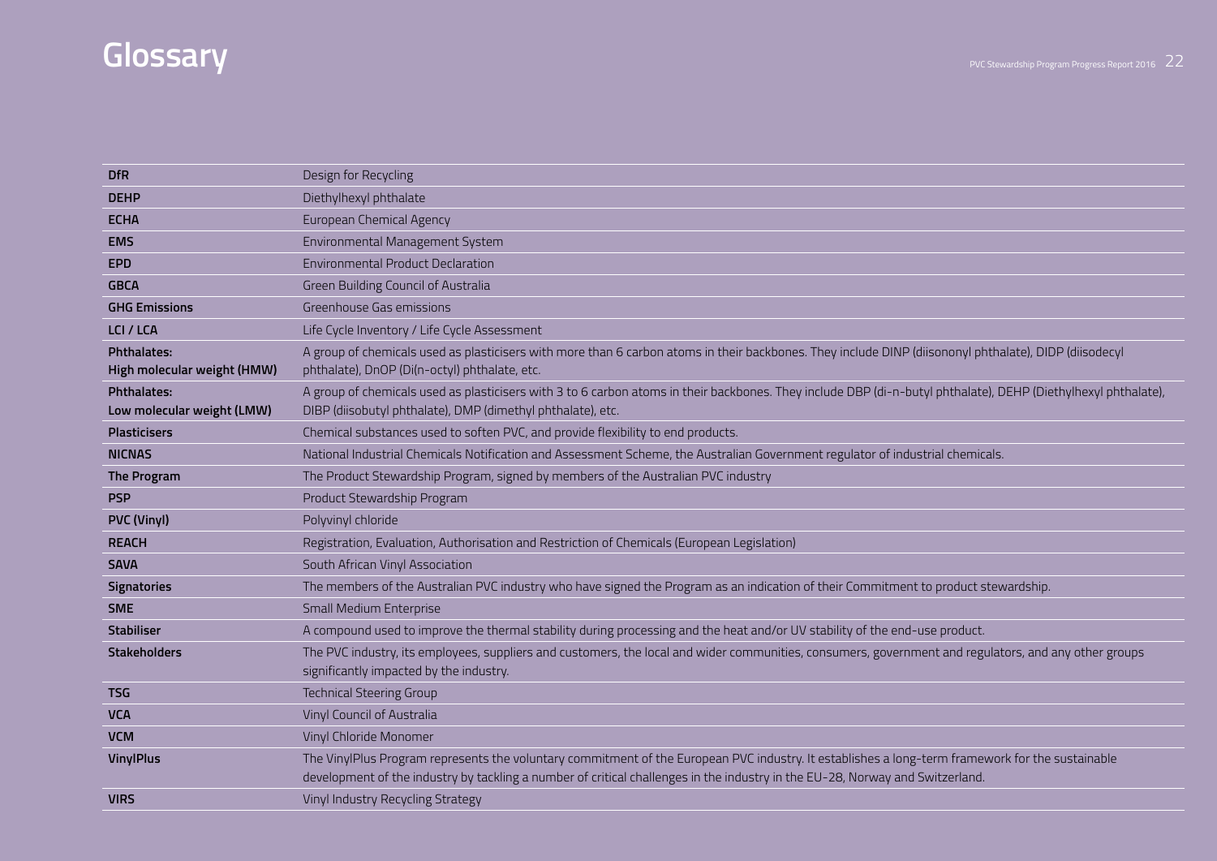# Glossary

| | |
|---|---|
| **DfR** | Design for Recycling |
| **DEHP** | Diethylhexyl phthalate |
| **ECHA** | European Chemical Agency |
| **EMS** | Environmental Management System |
| **EPD** | Environmental Product Declaration |
| **GBCA** | Green Building Council of Australia |
| **GHG Emissions** | Greenhouse Gas emissions |
| **LCI / LCA** | Life Cycle Inventory / Life Cycle Assessment |
| **Phthalates: High molecular weight (HMW)** | A group of chemicals used as plasticisers with more than 6 carbon atoms in their backbones. They include DINP (diisononyl phthalate), DIDP (diisodecyl phthalate), DnOP (Di(n-octyl) phthalate, etc. |
| **Phthalates: Low molecular weight (LMW)** | A group of chemicals used as plasticisers with 3 to 6 carbon atoms in their backbones. They include DBP (di-n-butyl phthalate), DEHP (Diethylhexyl phthalate), DIBP (diisobutyl phthalate), DMP (dimethyl phthalate), etc. |
| **Plasticisers** | Chemical substances used to soften PVC, and provide flexibility to end products. |
| **NICNAS** | National Industrial Chemicals Notification and Assessment Scheme, the Australian Government regulator of industrial chemicals. |
| **The Program** | The Product Stewardship Program, signed by members of the Australian PVC industry |
| **PSP** | Product Stewardship Program |
| **PVC (Vinyl)** | Polyvinyl chloride |
| **REACH** | Registration, Evaluation, Authorisation and Restriction of Chemicals (European Legislation) |
| **SAVA** | South African Vinyl Association |
| **Signatories** | The members of the Australian PVC industry who have signed the Program as an indication of their Commitment to product stewardship. |
| **SME** | Small Medium Enterprise |
| **Stabiliser** | A compound used to improve the thermal stability during processing and the heat and/or UV stability of the end-use product. |
| **Stakeholders** | The PVC industry, its employees, suppliers and customers, the local and wider communities, consumers, government and regulators, and any other groups significantly impacted by the industry. |
| **TSG** | Technical Steering Group |
| **VCA** | Vinyl Council of Australia |
| **VCM** | Vinyl Chloride Monomer |
| **VinylPlus** | The VinylPlus Program represents the voluntary commitment of the European PVC industry. It establishes a long-term framework for the sustainable development of the industry by tackling a number of critical challenges in the industry in the EU-28, Norway and Switzerland. |
| **VIRS** | Vinyl Industry Recycling Strategy |